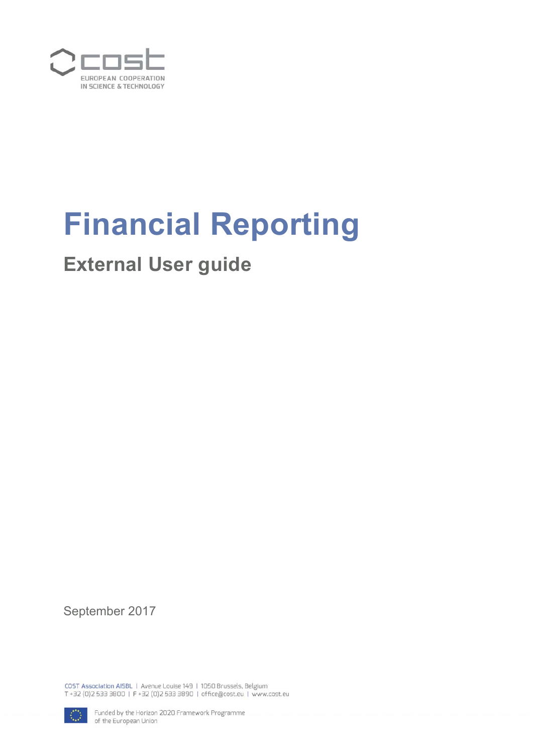cost

EUROPEAN COOPERATION IN SCIENCE & TECHNOLOGY

# Financial Reporting

## External User guide

September 2017

COST Association AISBL | Avenue Louise 149 | 1050 Brussels, Belgium
T +32 (0)2 533 3800 | F +32 (0)2 533 3890 | office@cost.eu | www.cost.eu

Funded by the Horizon 2020 Framework Programme of the European Union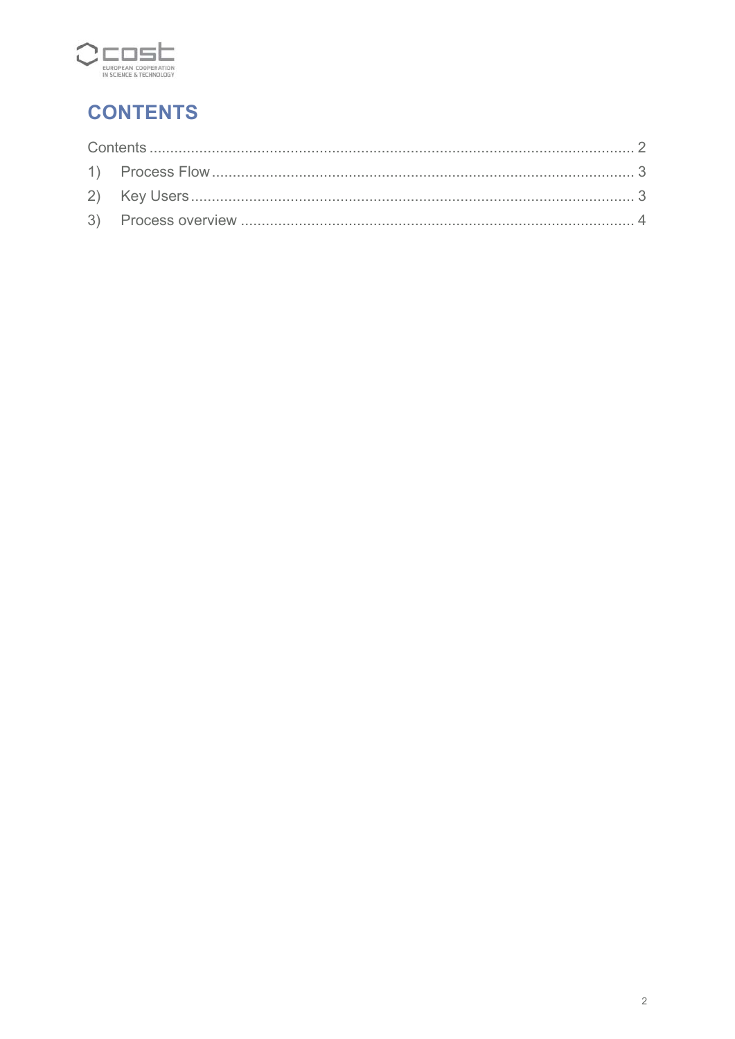# CONTENTS

Contents ........................................................................................................... 2

1) Process Flow ................................................................................................ 3

2) Key Users ...................................................................................................... 3

3) Process overview .......................................................................................... 4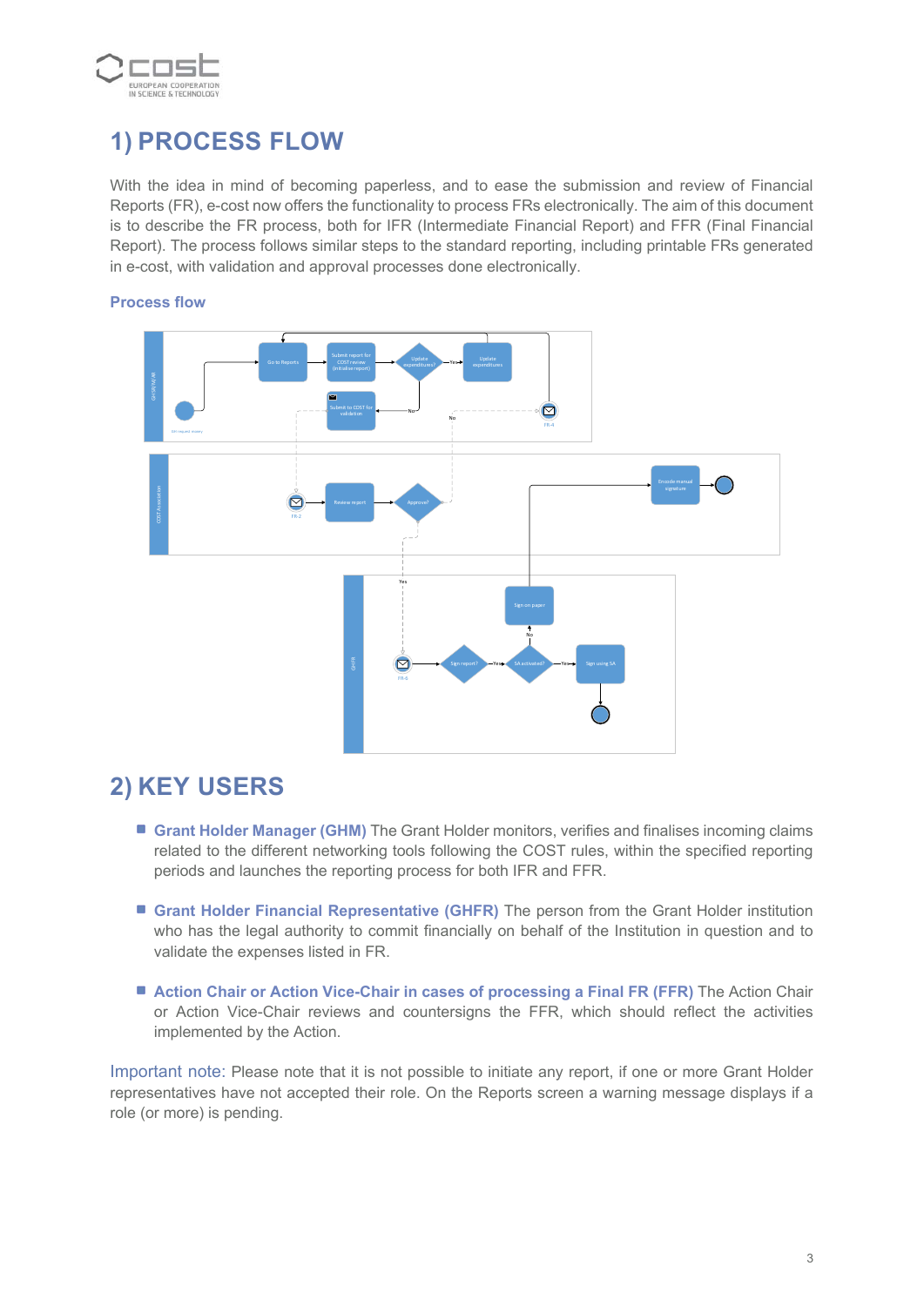# 1) PROCESS FLOW

With the idea in mind of becoming paperless, and to ease the submission and review of Financial Reports (FR), e-cost now offers the functionality to process FRs electronically. The aim of this document is to describe the FR process, both for IFR (Intermediate Financial Report) and FFR (Final Financial Report). The process follows similar steps to the standard reporting, including printable FRs generated in e-cost, with validation and approval processes done electronically.

### Process flow

# 2) KEY USERS

- **Grant Holder Manager (GHM)** The Grant Holder monitors, verifies and finalises incoming claims related to the different networking tools following the COST rules, within the specified reporting periods and launches the reporting process for both IFR and FFR.
- **Grant Holder Financial Representative (GHFR)** The person from the Grant Holder institution who has the legal authority to commit financially on behalf of the Institution in question and to validate the expenses listed in FR.
- **Action Chair or Action Vice-Chair in cases of processing a Final FR (FFR)** The Action Chair or Action Vice-Chair reviews and countersigns the FFR, which should reflect the activities implemented by the Action.

Important note: Please note that it is not possible to initiate any report, if one or more Grant Holder representatives have not accepted their role. On the Reports screen a warning message displays if a role (or more) is pending.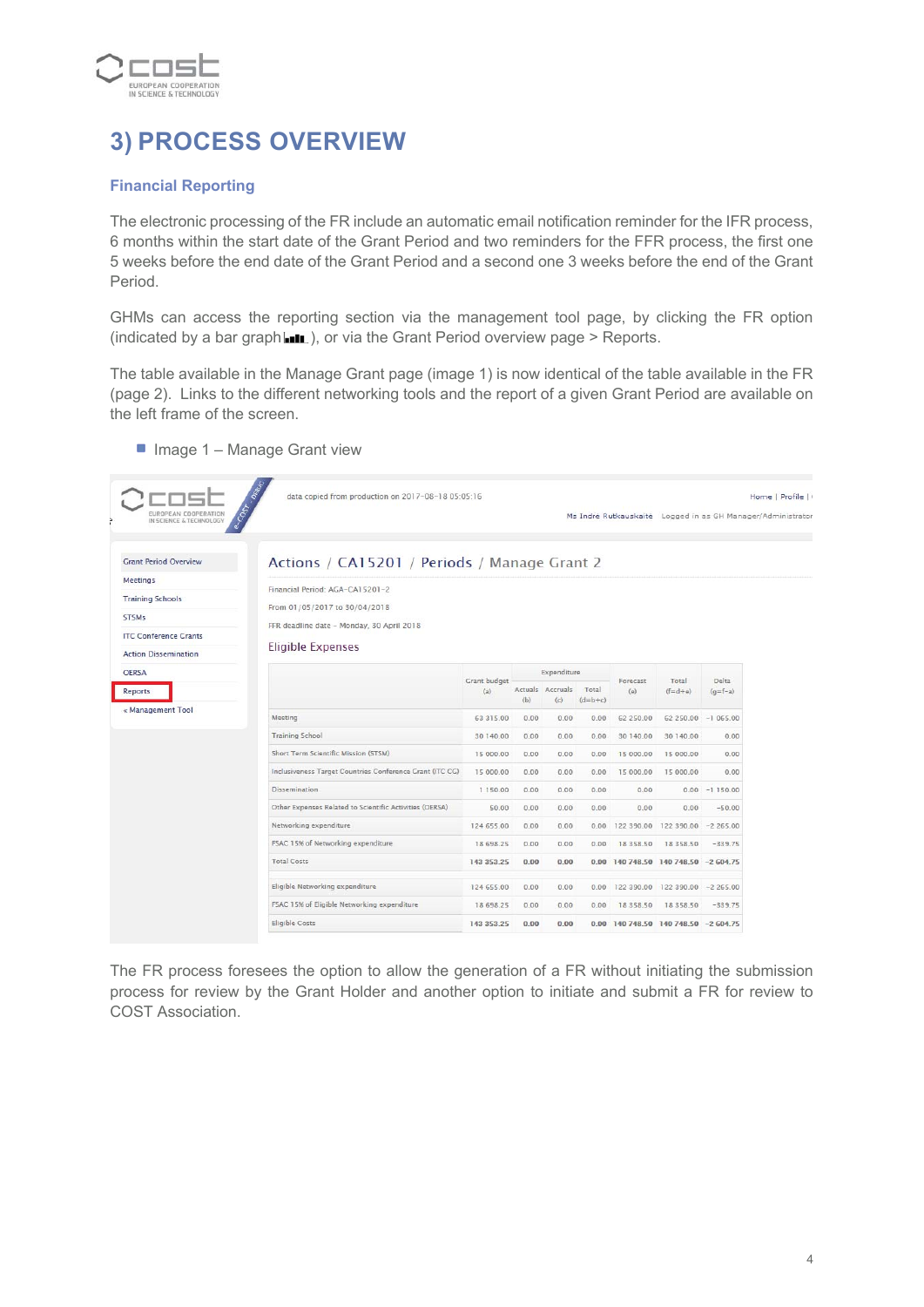# 3) PROCESS OVERVIEW

## Financial Reporting

The electronic processing of the FR include an automatic email notification reminder for the IFR process, 6 months within the start date of the Grant Period and two reminders for the FFR process, the first one 5 weeks before the end date of the Grant Period and a second one 3 weeks before the end of the Grant Period.

GHMs can access the reporting section via the management tool page, by clicking the FR option (indicated by a bar graph ), or via the Grant Period overview page > Reports.

The table available in the Manage Grant page (image 1) is now identical of the table available in the FR (page 2). Links to the different networking tools and the report of a given Grant Period are available on the left frame of the screen.

- Image 1 – Manage Grant view

data copied from production on 2017-08-18 05:05:16

Home | Profile |

Ms Indre Rutkauskaite Logged in as GH Manager/Administrator

- Grant Period Overview
- Meetings
- Training Schools
- STSMs
- ITC Conference Grants
- Action Dissemination
- OERSA
- Reports
- « Management Tool

Actions / CA15201 / Periods / Manage Grant 2

Financial Period: AGA-CA15201-2

From 01/05/2017 to 30/04/2018

FFR deadline date - Monday, 30 April 2018

Eligible Expenses

| | Grant budget (a) | Expenditure | | | Forecast (e) | Total (f=d+e) | Delta (g=f-a) |
|---|---|---|---|---|---|---|---|
| | | Actuals (b) | Accruals (c) | Total (d=b+c) | | | |
| Meeting | 63 315.00 | 0.00 | 0.00 | 0.00 | 62 250.00 | 62 250.00 | -1 065.00 |
| Training School | 30 140.00 | 0.00 | 0.00 | 0.00 | 30 140.00 | 30 140.00 | 0.00 |
| Short Term Scientific Mission (STSM) | 15 000.00 | 0.00 | 0.00 | 0.00 | 15 000.00 | 15 000.00 | 0.00 |
| Inclusiveness Target Countries Conference Grant (ITC CG) | 15 000.00 | 0.00 | 0.00 | 0.00 | 15 000.00 | 15 000.00 | 0.00 |
| Dissemination | 1 150.00 | 0.00 | 0.00 | 0.00 | 0.00 | 0.00 | -1 150.00 |
| Other Expenses Related to Scientific Activities (OERSA) | 50.00 | 0.00 | 0.00 | 0.00 | 0.00 | 0.00 | -50.00 |
| Networking expenditure | 124 655.00 | 0.00 | 0.00 | 0.00 | 122 390.00 | 122 390.00 | -2 265.00 |
| FSAC 15% of Networking expenditure | 18 698.25 | 0.00 | 0.00 | 0.00 | 18 358.50 | 18 358.50 | -339.75 |
| Total Costs | 143 353.25 | 0.00 | 0.00 | 0.00 | 140 748.50 | 140 748.50 | -2 604.75 |
| Eligible Networking expenditure | 124 655.00 | 0.00 | 0.00 | 0.00 | 122 390.00 | 122 390.00 | -2 265.00 |
| FSAC 15% of Eligible Networking expenditure | 18 698.25 | 0.00 | 0.00 | 0.00 | 18 358.50 | 18 358.50 | -339.75 |
| Eligible Costs | 143 353.25 | 0.00 | 0.00 | 0.00 | 140 748.50 | 140 748.50 | -2 604.75 |

The FR process foresees the option to allow the generation of a FR without initiating the submission process for review by the Grant Holder and another option to initiate and submit a FR for review to COST Association.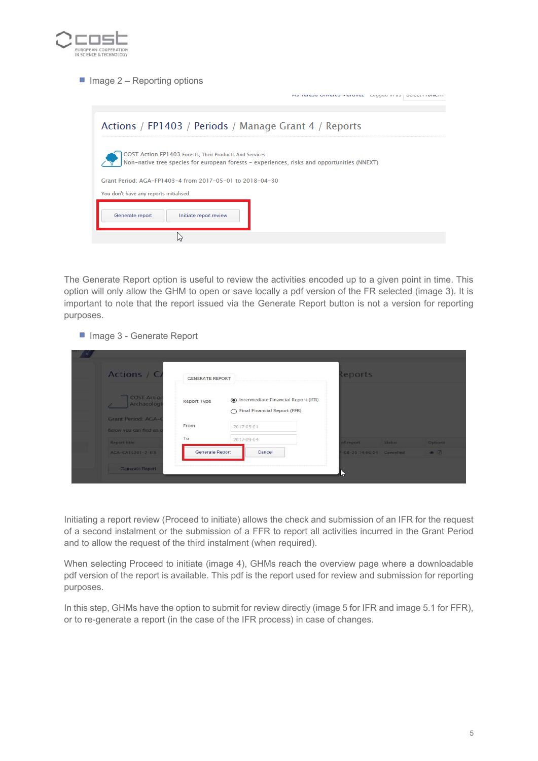- Image 2 – Reporting options

The Generate Report option is useful to review the activities encoded up to a given point in time. This option will only allow the GHM to open or save locally a pdf version of the FR selected (image 3). It is important to note that the report issued via the Generate Report button is not a version for reporting purposes.

- Image 3 - Generate Report

Initiating a report review (Proceed to initiate) allows the check and submission of an IFR for the request of a second instalment or the submission of a FFR to report all activities incurred in the Grant Period and to allow the request of the third instalment (when required).

When selecting Proceed to initiate (image 4), GHMs reach the overview page where a downloadable pdf version of the report is available. This pdf is the report used for review and submission for reporting purposes.

In this step, GHMs have the option to submit for review directly (image 5 for IFR and image 5.1 for FFR), or to re-generate a report (in the case of the IFR process) in case of changes.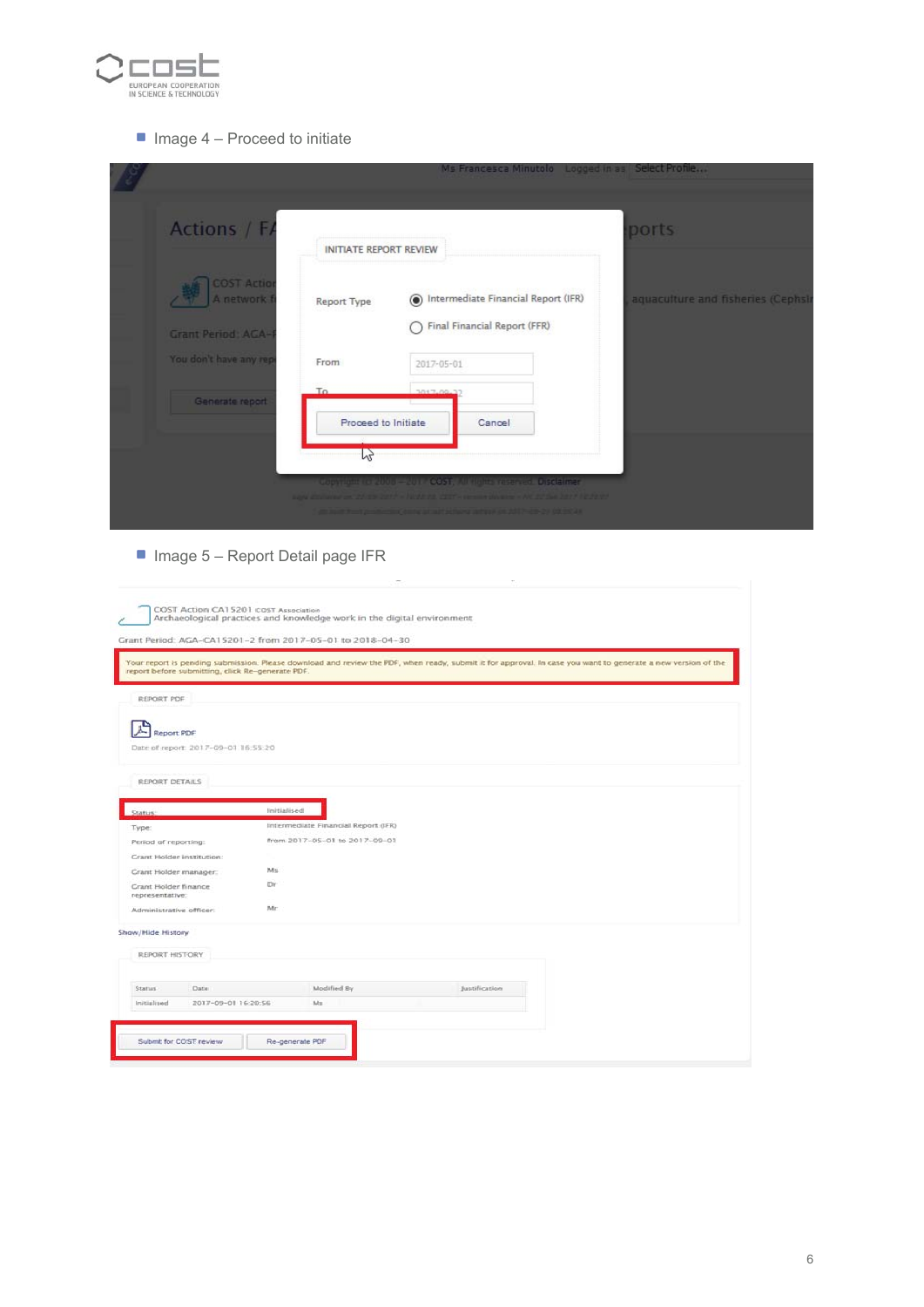- Image 4 – Proceed to initiate

INITIATE REPORT REVIEW

Report Type: Intermediate Financial Report (IFR) / Final Financial Report (FFR)

From: 2017-05-01

To: 2017-09-22

Proceed to Initiate | Cancel

- Image 5 – Report Detail page IFR

COST Action CA15201 COST Association
Archaeological practices and knowledge work in the digital environment

Grant Period: AGA-CA15201-2 from 2017-05-01 to 2018-04-30

Your report is pending submission. Please download and review the PDF, when ready, submit it for approval. In case you want to generate a new version of the report before submitting, click Re-generate PDF.

REPORT PDF

Report PDF

Date of report: 2017-09-01 16:55:20

REPORT DETAILS

| | |
|---|---|
| Status: | Initialised |
| Type: | Intermediate Financial Report (IFR) |
| Period of reporting: | from 2017-05-01 to 2017-09-01 |
| Grant Holder institution: | |
| Grant Holder manager: | Ms |
| Grant Holder finance representative: | Dr |
| Administrative officer: | Mr |

Show/Hide History

REPORT HISTORY

| Status | Date | Modified By | Justification |
|---|---|---|---|
| Initialised | 2017-09-01 16:20:56 | Ms | |

Submit for COST review | Re-generate PDF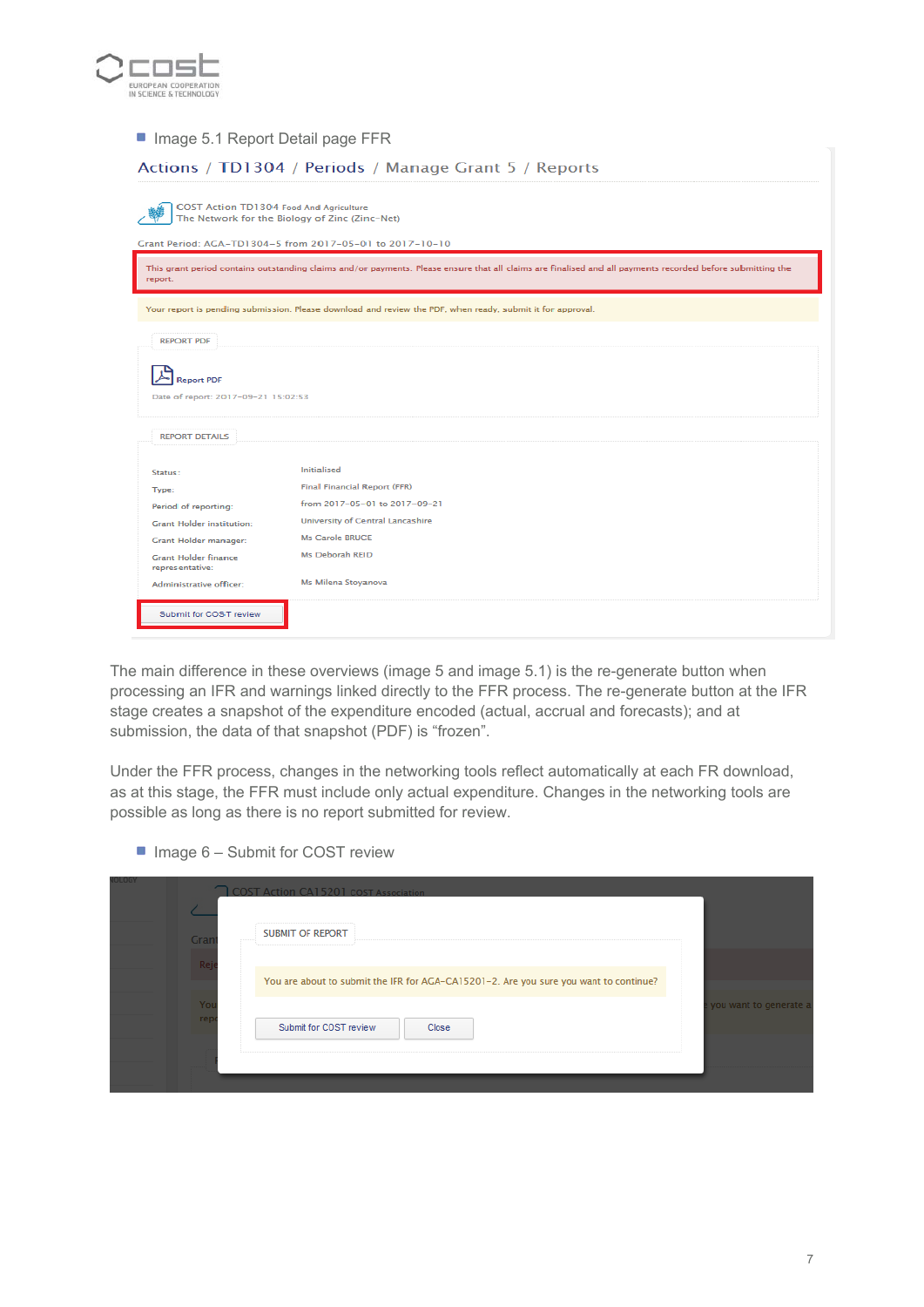- Image 5.1 Report Detail page FFR

Actions / TD1304 / Periods / Manage Grant 5 / Reports

COST Action TD1304 Food And Agriculture
The Network for the Biology of Zinc (Zinc-Net)

Grant Period: AGA-TD1304-5 from 2017-05-01 to 2017-10-10

This grant period contains outstanding claims and/or payments. Please ensure that all claims are finalised and all payments recorded before submitting the report.

Your report is pending submission. Please download and review the PDF, when ready, submit it for approval.

REPORT PDF

Report PDF
Date of report: 2017-09-21 15:02:53

REPORT DETAILS

| | |
|---|---|
| Status: | Initialised |
| Type: | Final Financial Report (FFR) |
| Period of reporting: | from 2017-05-01 to 2017-09-21 |
| Grant Holder institution: | University of Central Lancashire |
| Grant Holder manager: | Ms Carole BRUCE |
| Grant Holder finance representative: | Ms Deborah REID |
| Administrative officer: | Ms Milena Stoyanova |

Submit for COST review

The main difference in these overviews (image 5 and image 5.1) is the re-generate button when processing an IFR and warnings linked directly to the FFR process. The re-generate button at the IFR stage creates a snapshot of the expenditure encoded (actual, accrual and forecasts); and at submission, the data of that snapshot (PDF) is "frozen".

Under the FFR process, changes in the networking tools reflect automatically at each FR download, as at this stage, the FFR must include only actual expenditure. Changes in the networking tools are possible as long as there is no report submitted for review.

- Image 6 – Submit for COST review

SUBMIT OF REPORT

You are about to submit the IFR for AGA-CA15201-2. Are you sure you want to continue?

Submit for COST review | Close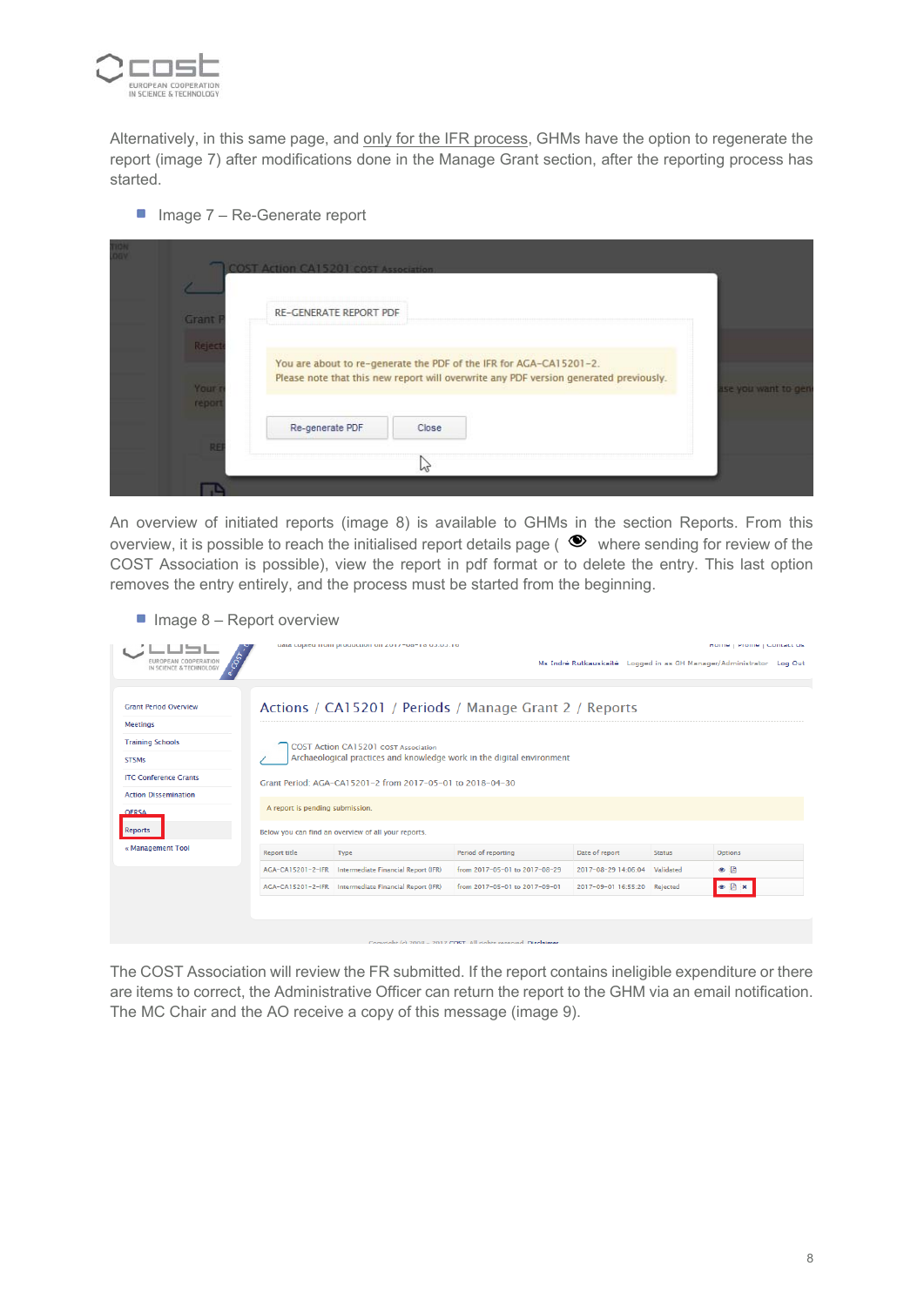Alternatively, in this same page, and only for the IFR process, GHMs have the option to regenerate the report (image 7) after modifications done in the Manage Grant section, after the reporting process has started.

- Image 7 – Re-Generate report

An overview of initiated reports (image 8) is available to GHMs in the section Reports. From this overview, it is possible to reach the initialised report details page ( 👁 where sending for review of the COST Association is possible), view the report in pdf format or to delete the entry. This last option removes the entry entirely, and the process must be started from the beginning.

- Image 8 – Report overview

The COST Association will review the FR submitted. If the report contains ineligible expenditure or there are items to correct, the Administrative Officer can return the report to the GHM via an email notification. The MC Chair and the AO receive a copy of this message (image 9).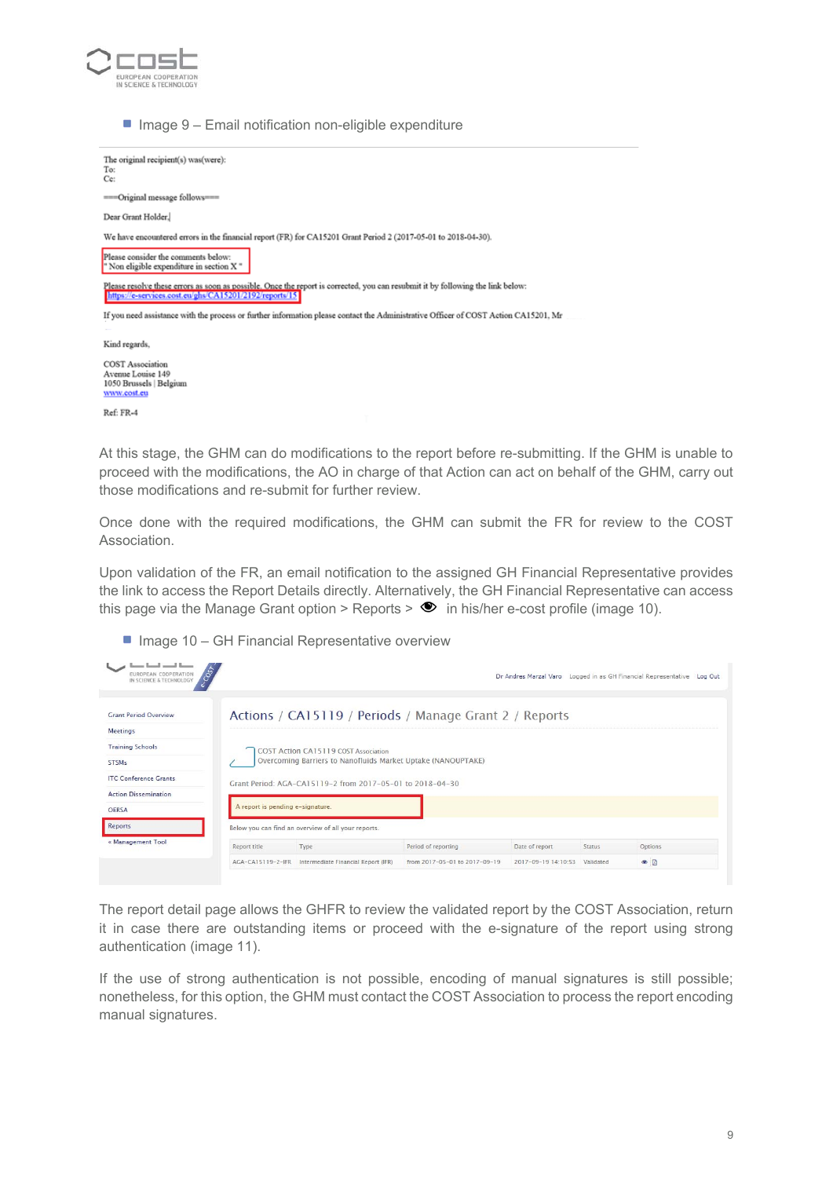- Image 9 – Email notification non-eligible expenditure

The original recipient(s) was(were):
To:
Cc:

===Original message follows===

Dear Grant Holder,

We have encountered errors in the financial report (FR) for CA15201 Grant Period 2 (2017-05-01 to 2018-04-30).

Please consider the comments below:
" Non eligible expenditure in section X "

Please resolve these errors as soon as possible. Once the report is corrected, you can resubmit it by following the link below:
https://e-services.cost.eu/ghs/CA15201/2192/reports/15

If you need assistance with the process or further information please contact the Administrative Officer of COST Action CA15201, Mr

Kind regards,

COST Association
Avenue Louise 149
1050 Brussels | Belgium
www.cost.eu

Ref: FR-4

At this stage, the GHM can do modifications to the report before re-submitting. If the GHM is unable to proceed with the modifications, the AO in charge of that Action can act on behalf of the GHM, carry out those modifications and re-submit for further review.

Once done with the required modifications, the GHM can submit the FR for review to the COST Association.

Upon validation of the FR, an email notification to the assigned GH Financial Representative provides the link to access the Report Details directly. Alternatively, the GH Financial Representative can access this page via the Manage Grant option > Reports > 👁 in his/her e-cost profile (image 10).

- Image 10 – GH Financial Representative overview

Dr Andres Marzal Varo Logged in as GH Financial Representative Log Out

Grant Period Overview
Meetings
Training Schools
STSMs
ITC Conference Grants
Action Dissemination
OERSA
Reports
« Management Tool

Actions / CA15119 / Periods / Manage Grant 2 / Reports

COST Action CA15119 COST Association
Overcoming Barriers to Nanofluids Market Uptake (NANOUPTAKE)

Grant Period: AGA-CA15119-2 from 2017-05-01 to 2018-04-30

A report is pending e-signature.

Below you can find an overview of all your reports.

| Report title | Type | Period of reporting | Date of report | Status | Options |
|---|---|---|---|---|---|
| AGA-CA15119-2-IFR | Intermediate Financial Report (IFR) | from 2017-05-01 to 2017-09-19 | 2017-09-19 14:10:53 | Validated | |

The report detail page allows the GHFR to review the validated report by the COST Association, return it in case there are outstanding items or proceed with the e-signature of the report using strong authentication (image 11).

If the use of strong authentication is not possible, encoding of manual signatures is still possible; nonetheless, for this option, the GHM must contact the COST Association to process the report encoding manual signatures.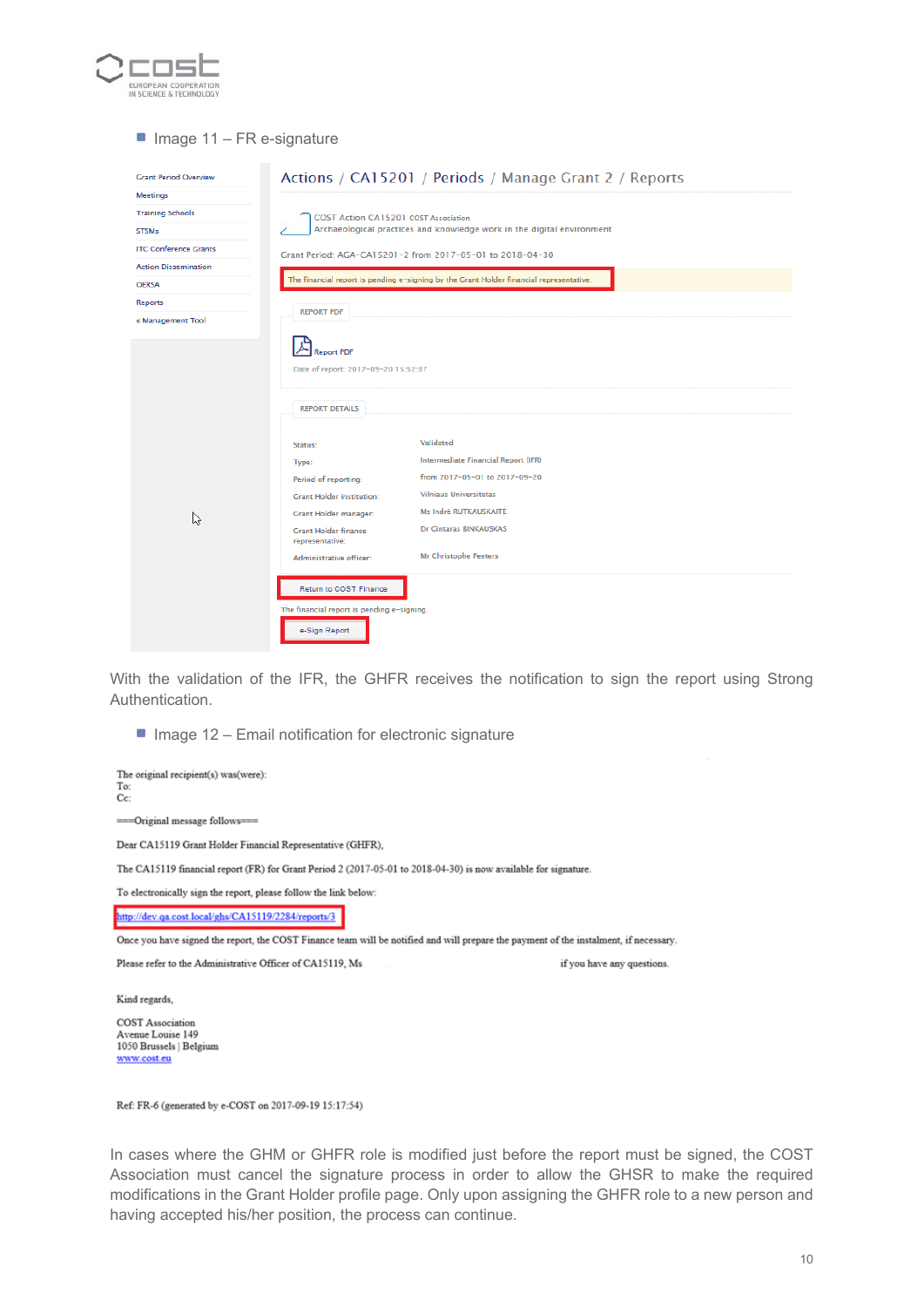- Image 11 – FR e-signature

Grant Period Overview
Meetings
Training Schools
STSMs
ITC Conference Grants
Action Dissemination
OERSA
Reports
« Management Tool

Actions / CA15201 / Periods / Manage Grant 2 / Reports

COST Action CA15201 COST Association
Archaeological practices and knowledge work in the digital environment

Grant Period: AGA-CA15201-2 from 2017-05-01 to 2018-04-30

The financial report is pending e-signing by the Grant Holder financial representative.

REPORT PDF

Report PDF

Date of report: 2017-09-20 15:52:37

REPORT DETAILS

| | |
|---|---|
| Status: | Validated |
| Type: | Intermediate Financial Report (IFR) |
| Period of reporting: | from 2017-05-01 to 2017-09-20 |
| Grant Holder institution: | Vilniaus Universitetas |
| Grant Holder manager: | Ms Indrė RUTKAUSKAITE |
| Grant Holder finance representative: | Dr Cintaras BINKAUSKAS |
| Administrative officer: | Mr Christophe Peeters |

Return to COST Finance

The financial report is pending e-signing.

e-Sign Report

With the validation of the IFR, the GHFR receives the notification to sign the report using Strong Authentication.

- Image 12 – Email notification for electronic signature

The original recipient(s) was(were):
To:
Cc:

===Original message follows===

Dear CA15119 Grant Holder Financial Representative (GHFR),

The CA15119 financial report (FR) for Grant Period 2 (2017-05-01 to 2018-04-30) is now available for signature.

To electronically sign the report, please follow the link below:

http://dev.qa.cost.local/ghs/CA15119/2284/reports/3

Once you have signed the report, the COST Finance team will be notified and will prepare the payment of the instalment, if necessary.

Please refer to the Administrative Officer of CA15119, Ms if you have any questions.

Kind regards,

COST Association
Avenue Louise 149
1050 Brussels | Belgium
www.cost.eu

Ref: FR-6 (generated by e-COST on 2017-09-19 15:17:54)

In cases where the GHM or GHFR role is modified just before the report must be signed, the COST Association must cancel the signature process in order to allow the GHSR to make the required modifications in the Grant Holder profile page. Only upon assigning the GHFR role to a new person and having accepted his/her position, the process can continue.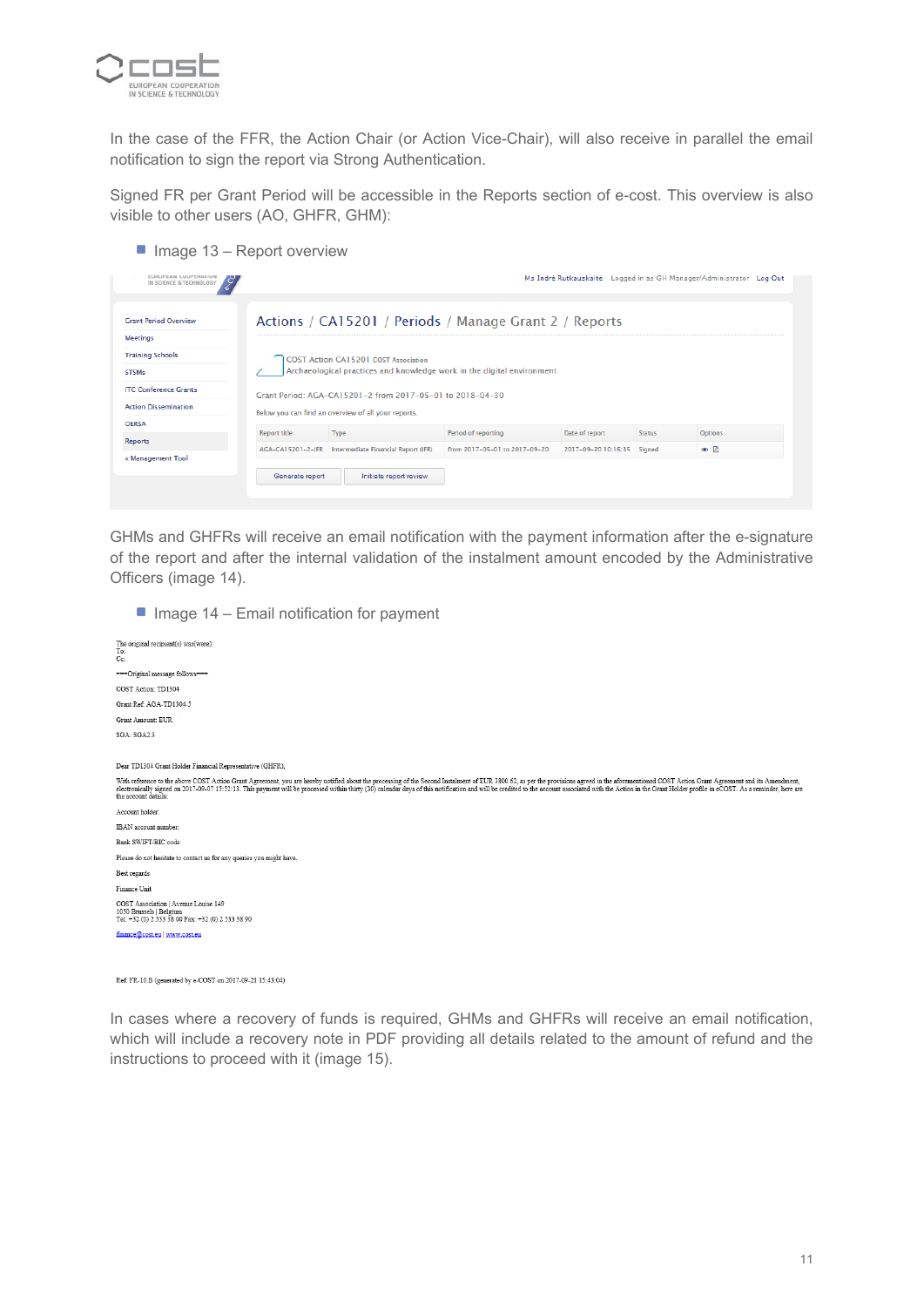In the case of the FFR, the Action Chair (or Action Vice-Chair), will also receive in parallel the email notification to sign the report via Strong Authentication.

Signed FR per Grant Period will be accessible in the Reports section of e-cost. This overview is also visible to other users (AO, GHFR, GHM):

- Image 13 – Report overview

Ms Indrė Rutkauskaitė Logged in as GH Manager/Administrator Log Out

- Grant Period Overview
- Meetings
- Training Schools
- STSMs
- ITC Conference Grants
- Action Dissemination
- OERSA
- Reports
- « Management Tool

Actions / CA15201 / Periods / Manage Grant 2 / Reports

COST Action CA15201 COST Association
Archaeological practices and knowledge work in the digital environment

Grant Period: AGA-CA15201-2 from 2017-05-01 to 2018-04-30

Below you can find an overview of all your reports.

| Report title | Type | Period of reporting | Date of report | Status | Options |
|---|---|---|---|---|---|
| AGA-CA15201-2-IFR | Intermediate Financial Report (IFR) | from 2017-05-01 to 2017-09-20 | 2017-09-20 10:16:35 | Signed | |

Generate report | Initiate report review

GHMs and GHFRs will receive an email notification with the payment information after the e-signature of the report and after the internal validation of the instalment amount encoded by the Administrative Officers (image 14).

- Image 14 – Email notification for payment

The original recipient(s) was(were):
To:
Cc:

-----Original message follows-----

COST Action: TD1304

Grant Ref: AGA-TD1304-5

Grant Amount: EUR

SGA: SGA2.3

Dear TD1304 Grant Holder Financial Representative (GHFR),

With reference to the above COST Action Grant Agreement, you are hereby notified about the processing of the Second Instalment of EUR 3800.62, as per the provisions agreed in the aforementioned COST Action Grant Agreement and its Amendment, electronically signed on 2017-09-07 15:52:13. This payment will be processed within thirty (30) calendar days of this notification and will be credited to the account associated with the Action in the Grant Holder profile in eCOST. As a reminder, here are the account details:

Account holder:

IBAN account number:

Bank SWIFT/BIC code:

Please do not hesitate to contact us for any queries you might have.

Best regards

Finance Unit

COST Association | Avenue Louise 149
1050 Brussels | Belgium
Tel: +32 (0) 2 533 38 00 Fax: +32 (0) 2 533 38 90

finance@cost.eu | www.cost.eu

Ref: FR-10.B (generated by e-COST on 2017-09-21 15:43:04)

In cases where a recovery of funds is required, GHMs and GHFRs will receive an email notification, which will include a recovery note in PDF providing all details related to the amount of refund and the instructions to proceed with it (image 15).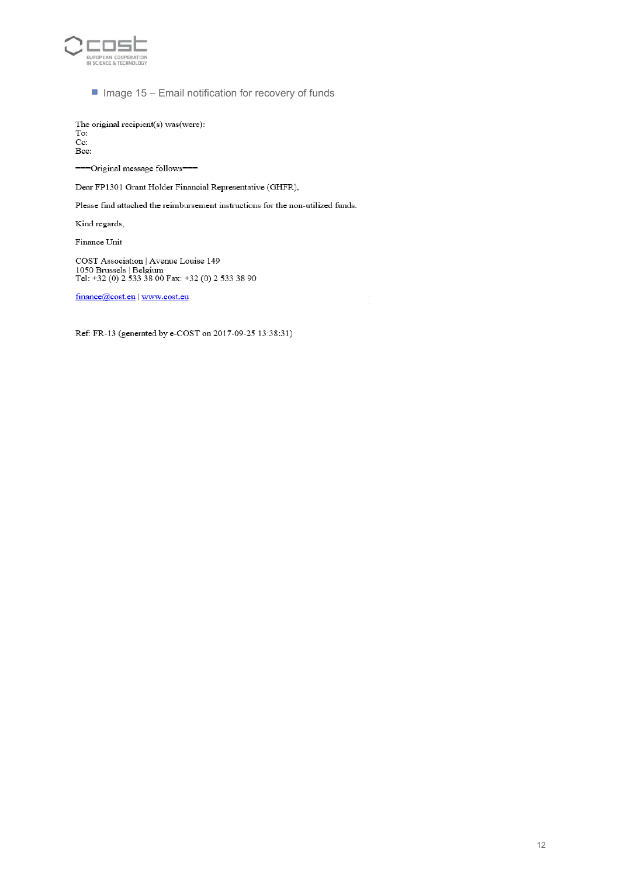- Image 15 – Email notification for recovery of funds

The original recipient(s) was(were):
To:
Cc:
Bcc:

===Original message follows===

Dear FP1301 Grant Holder Financial Representative (GHFR),

Please find attached the reimbursement instructions for the non-utilized funds.

Kind regards,

Finance Unit

COST Association | Avenue Louise 149
1050 Brussels | Belgium
Tel: +32 (0) 2 533 38 00 Fax: +32 (0) 2 533 38 90

finance@cost.eu | www.cost.eu

Ref: FR-13 (generated by e-COST on 2017-09-25 13:38:31)